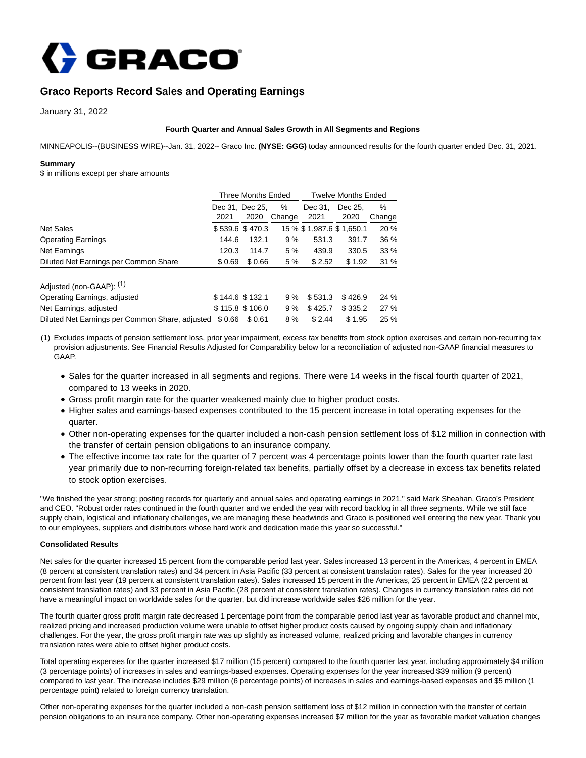GRACO

# Graco Reports Record Sales and Operating Earnings

January 31, 2022

**Fourth Quarter and Annual Sales Growth in All Segments and Regions**

MINNEAPOLIS--(BUSINESS WIRE)--Jan. 31, 2022-- Graco Inc. **(NYSE: GGG)** today announced results for the fourth quarter ended Dec. 31, 2021.

**Summary**

$ in millions except per share amounts

| | Three Months Ended | | | Twelve Months Ended | | |
|---|---|---|---|---|---|---|
| | Dec 31, 2021 | Dec 25, 2020 | % Change | Dec 31, 2021 | Dec 25, 2020 | % Change |
| Net Sales | $ 539.6 | $ 470.3 | 15 % | $ 1,987.6 | $ 1,650.1 | 20 % |
| Operating Earnings | 144.6 | 132.1 | 9 % | 531.3 | 391.7 | 36 % |
| Net Earnings | 120.3 | 114.7 | 5 % | 439.9 | 330.5 | 33 % |
| Diluted Net Earnings per Common Share | $ 0.69 | $ 0.66 | 5 % | $ 2.52 | $ 1.92 | 31 % |
| | | | | | | |
| Adjusted (non-GAAP): (1) | | | | | | |
| Operating Earnings, adjusted | $ 144.6 | $ 132.1 | 9 % | $ 531.3 | $ 426.9 | 24 % |
| Net Earnings, adjusted | $ 115.8 | $ 106.0 | 9 % | $ 425.7 | $ 335.2 | 27 % |
| Diluted Net Earnings per Common Share, adjusted | $ 0.66 | $ 0.61 | 8 % | $ 2.44 | $ 1.95 | 25 % |

(1) Excludes impacts of pension settlement loss, prior year impairment, excess tax benefits from stock option exercises and certain non-recurring tax provision adjustments. See Financial Results Adjusted for Comparability below for a reconciliation of adjusted non-GAAP financial measures to GAAP.

- Sales for the quarter increased in all segments and regions. There were 14 weeks in the fiscal fourth quarter of 2021, compared to 13 weeks in 2020.
- Gross profit margin rate for the quarter weakened mainly due to higher product costs.
- Higher sales and earnings-based expenses contributed to the 15 percent increase in total operating expenses for the quarter.
- Other non-operating expenses for the quarter included a non-cash pension settlement loss of $12 million in connection with the transfer of certain pension obligations to an insurance company.
- The effective income tax rate for the quarter of 7 percent was 4 percentage points lower than the fourth quarter rate last year primarily due to non-recurring foreign-related tax benefits, partially offset by a decrease in excess tax benefits related to stock option exercises.

"We finished the year strong; posting records for quarterly and annual sales and operating earnings in 2021," said Mark Sheahan, Graco's President and CEO. "Robust order rates continued in the fourth quarter and we ended the year with record backlog in all three segments. While we still face supply chain, logistical and inflationary challenges, we are managing these headwinds and Graco is positioned well entering the new year. Thank you to our employees, suppliers and distributors whose hard work and dedication made this year so successful."

**Consolidated Results**

Net sales for the quarter increased 15 percent from the comparable period last year. Sales increased 13 percent in the Americas, 4 percent in EMEA (8 percent at consistent translation rates) and 34 percent in Asia Pacific (33 percent at consistent translation rates). Sales for the year increased 20 percent from last year (19 percent at consistent translation rates). Sales increased 15 percent in the Americas, 25 percent in EMEA (22 percent at consistent translation rates) and 33 percent in Asia Pacific (28 percent at consistent translation rates). Changes in currency translation rates did not have a meaningful impact on worldwide sales for the quarter, but did increase worldwide sales $26 million for the year.

The fourth quarter gross profit margin rate decreased 1 percentage point from the comparable period last year as favorable product and channel mix, realized pricing and increased production volume were unable to offset higher product costs caused by ongoing supply chain and inflationary challenges. For the year, the gross profit margin rate was up slightly as increased volume, realized pricing and favorable changes in currency translation rates were able to offset higher product costs.

Total operating expenses for the quarter increased $17 million (15 percent) compared to the fourth quarter last year, including approximately $4 million (3 percentage points) of increases in sales and earnings-based expenses. Operating expenses for the year increased $39 million (9 percent) compared to last year. The increase includes $29 million (6 percentage points) of increases in sales and earnings-based expenses and $5 million (1 percentage point) related to foreign currency translation.

Other non-operating expenses for the quarter included a non-cash pension settlement loss of $12 million in connection with the transfer of certain pension obligations to an insurance company. Other non-operating expenses increased $7 million for the year as favorable market valuation changes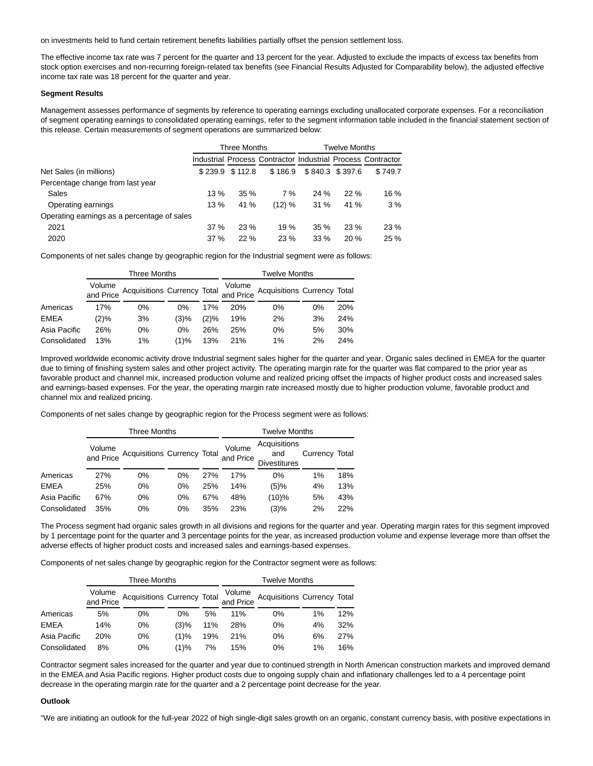on investments held to fund certain retirement benefits liabilities partially offset the pension settlement loss.

The effective income tax rate was 7 percent for the quarter and 13 percent for the year. Adjusted to exclude the impacts of excess tax benefits from stock option exercises and non-recurring foreign-related tax benefits (see Financial Results Adjusted for Comparability below), the adjusted effective income tax rate was 18 percent for the quarter and year.

**Segment Results**

Management assesses performance of segments by reference to operating earnings excluding unallocated corporate expenses. For a reconciliation of segment operating earnings to consolidated operating earnings, refer to the segment information table included in the financial statement section of this release. Certain measurements of segment operations are summarized below:

| | Three Months | | | Twelve Months | | |
|---|---|---|---|---|---|---|
| | Industrial | Process | Contractor | Industrial | Process | Contractor |
| Net Sales (in millions) | $ 239.9 | $ 112.8 | $ 186.9 | $ 840.3 | $ 397.6 | $ 749.7 |
| Percentage change from last year | | | | | | |
| Sales | 13 % | 35 % | 7 % | 24 % | 22 % | 16 % |
| Operating earnings | 13 % | 41 % | (12) % | 31 % | 41 % | 3 % |
| Operating earnings as a percentage of sales | | | | | | |
| 2021 | 37 % | 23 % | 19 % | 35 % | 23 % | 23 % |
| 2020 | 37 % | 22 % | 23 % | 33 % | 20 % | 25 % |

Components of net sales change by geographic region for the Industrial segment were as follows:

| | Three Months | | | | Twelve Months | | | |
|---|---|---|---|---|---|---|---|---|
| | Volume and Price | Acquisitions | Currency | Total | Volume and Price | Acquisitions | Currency | Total |
| Americas | 17% | 0% | 0% | 17% | 20% | 0% | 0% | 20% |
| EMEA | (2)% | 3% | (3)% | (2)% | 19% | 2% | 3% | 24% |
| Asia Pacific | 26% | 0% | 0% | 26% | 25% | 0% | 5% | 30% |
| Consolidated | 13% | 1% | (1)% | 13% | 21% | 1% | 2% | 24% |

Improved worldwide economic activity drove Industrial segment sales higher for the quarter and year. Organic sales declined in EMEA for the quarter due to timing of finishing system sales and other project activity. The operating margin rate for the quarter was flat compared to the prior year as favorable product and channel mix, increased production volume and realized pricing offset the impacts of higher product costs and increased sales and earnings-based expenses. For the year, the operating margin rate increased mostly due to higher production volume, favorable product and channel mix and realized pricing.

Components of net sales change by geographic region for the Process segment were as follows:

| | Three Months | | | | Twelve Months | | | |
|---|---|---|---|---|---|---|---|---|
| | Volume and Price | Acquisitions | Currency | Total | Volume and Price | Acquisitions and Divestitures | Currency | Total |
| Americas | 27% | 0% | 0% | 27% | 17% | 0% | 1% | 18% |
| EMEA | 25% | 0% | 0% | 25% | 14% | (5)% | 4% | 13% |
| Asia Pacific | 67% | 0% | 0% | 67% | 48% | (10)% | 5% | 43% |
| Consolidated | 35% | 0% | 0% | 35% | 23% | (3)% | 2% | 22% |

The Process segment had organic sales growth in all divisions and regions for the quarter and year. Operating margin rates for this segment improved by 1 percentage point for the quarter and 3 percentage points for the year, as increased production volume and expense leverage more than offset the adverse effects of higher product costs and increased sales and earnings-based expenses.

Components of net sales change by geographic region for the Contractor segment were as follows:

| | Three Months | | | | Twelve Months | | | |
|---|---|---|---|---|---|---|---|---|
| | Volume and Price | Acquisitions | Currency | Total | Volume and Price | Acquisitions | Currency | Total |
| Americas | 5% | 0% | 0% | 5% | 11% | 0% | 1% | 12% |
| EMEA | 14% | 0% | (3)% | 11% | 28% | 0% | 4% | 32% |
| Asia Pacific | 20% | 0% | (1)% | 19% | 21% | 0% | 6% | 27% |
| Consolidated | 8% | 0% | (1)% | 7% | 15% | 0% | 1% | 16% |

Contractor segment sales increased for the quarter and year due to continued strength in North American construction markets and improved demand in the EMEA and Asia Pacific regions. Higher product costs due to ongoing supply chain and inflationary challenges led to a 4 percentage point decrease in the operating margin rate for the quarter and a 2 percentage point decrease for the year.

**Outlook**

"We are initiating an outlook for the full-year 2022 of high single-digit sales growth on an organic, constant currency basis, with positive expectations in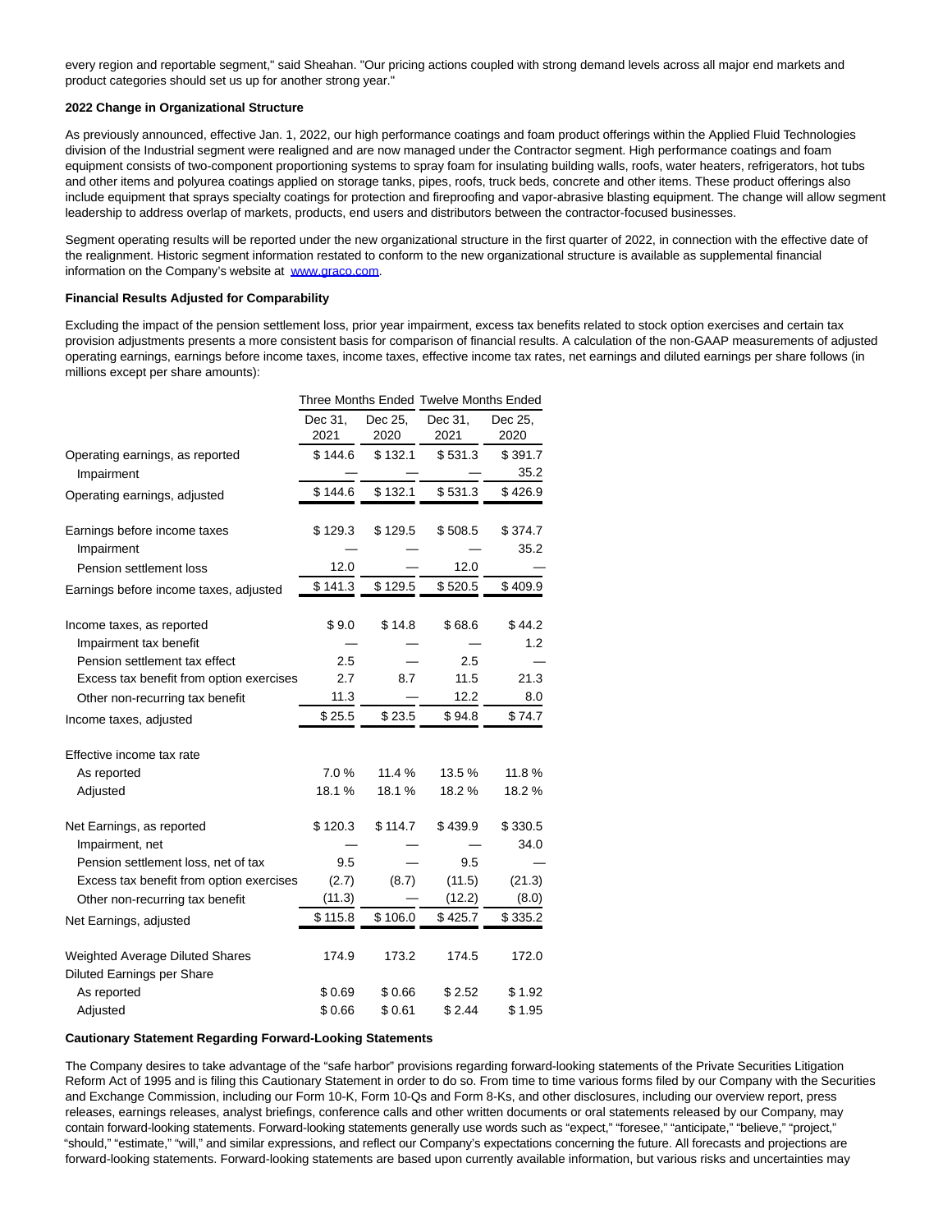every region and reportable segment," said Sheahan. "Our pricing actions coupled with strong demand levels across all major end markets and product categories should set us up for another strong year."

**2022 Change in Organizational Structure**

As previously announced, effective Jan. 1, 2022, our high performance coatings and foam product offerings within the Applied Fluid Technologies division of the Industrial segment were realigned and are now managed under the Contractor segment. High performance coatings and foam equipment consists of two-component proportioning systems to spray foam for insulating building walls, roofs, water heaters, refrigerators, hot tubs and other items and polyurea coatings applied on storage tanks, pipes, roofs, truck beds, concrete and other items. These product offerings also include equipment that sprays specialty coatings for protection and fireproofing and vapor-abrasive blasting equipment. The change will allow segment leadership to address overlap of markets, products, end users and distributors between the contractor-focused businesses.

Segment operating results will be reported under the new organizational structure in the first quarter of 2022, in connection with the effective date of the realignment. Historic segment information restated to conform to the new organizational structure is available as supplemental financial information on the Company's website at www.graco.com.

**Financial Results Adjusted for Comparability**

Excluding the impact of the pension settlement loss, prior year impairment, excess tax benefits related to stock option exercises and certain tax provision adjustments presents a more consistent basis for comparison of financial results. A calculation of the non-GAAP measurements of adjusted operating earnings, earnings before income taxes, income taxes, effective income tax rates, net earnings and diluted earnings per share follows (in millions except per share amounts):

| | Three Months Ended | | Twelve Months Ended | |
|---|---|---|---|---|
| | Dec 31, 2021 | Dec 25, 2020 | Dec 31, 2021 | Dec 25, 2020 |
| Operating earnings, as reported | $ 144.6 | $ 132.1 | $ 531.3 | $ 391.7 |
| Impairment | — | — | — | 35.2 |
| Operating earnings, adjusted | $ 144.6 | $ 132.1 | $ 531.3 | $ 426.9 |
| | | | | |
| Earnings before income taxes | $ 129.3 | $ 129.5 | $ 508.5 | $ 374.7 |
| Impairment | — | — | — | 35.2 |
| Pension settlement loss | 12.0 | — | 12.0 | — |
| Earnings before income taxes, adjusted | $ 141.3 | $ 129.5 | $ 520.5 | $ 409.9 |
| | | | | |
| Income taxes, as reported | $ 9.0 | $ 14.8 | $ 68.6 | $ 44.2 |
| Impairment tax benefit | — | — | — | 1.2 |
| Pension settlement tax effect | 2.5 | — | 2.5 | — |
| Excess tax benefit from option exercises | 2.7 | 8.7 | 11.5 | 21.3 |
| Other non-recurring tax benefit | 11.3 | — | 12.2 | 8.0 |
| Income taxes, adjusted | $ 25.5 | $ 23.5 | $ 94.8 | $ 74.7 |
| | | | | |
| Effective income tax rate | | | | |
| As reported | 7.0 % | 11.4 % | 13.5 % | 11.8 % |
| Adjusted | 18.1 % | 18.1 % | 18.2 % | 18.2 % |
| | | | | |
| Net Earnings, as reported | $ 120.3 | $ 114.7 | $ 439.9 | $ 330.5 |
| Impairment, net | — | — | — | 34.0 |
| Pension settlement loss, net of tax | 9.5 | — | 9.5 | — |
| Excess tax benefit from option exercises | (2.7) | (8.7) | (11.5) | (21.3) |
| Other non-recurring tax benefit | (11.3) | — | (12.2) | (8.0) |
| Net Earnings, adjusted | $ 115.8 | $ 106.0 | $ 425.7 | $ 335.2 |
| | | | | |
| Weighted Average Diluted Shares | 174.9 | 173.2 | 174.5 | 172.0 |
| Diluted Earnings per Share | | | | |
| As reported | $ 0.69 | $ 0.66 | $ 2.52 | $ 1.92 |
| Adjusted | $ 0.66 | $ 0.61 | $ 2.44 | $ 1.95 |

**Cautionary Statement Regarding Forward-Looking Statements**

The Company desires to take advantage of the "safe harbor" provisions regarding forward-looking statements of the Private Securities Litigation Reform Act of 1995 and is filing this Cautionary Statement in order to do so. From time to time various forms filed by our Company with the Securities and Exchange Commission, including our Form 10-K, Form 10-Qs and Form 8-Ks, and other disclosures, including our overview report, press releases, earnings releases, analyst briefings, conference calls and other written documents or oral statements released by our Company, may contain forward-looking statements. Forward-looking statements generally use words such as "expect," "foresee," "anticipate," "believe," "project," "should," "estimate," "will," and similar expressions, and reflect our Company's expectations concerning the future. All forecasts and projections are forward-looking statements. Forward-looking statements are based upon currently available information, but various risks and uncertainties may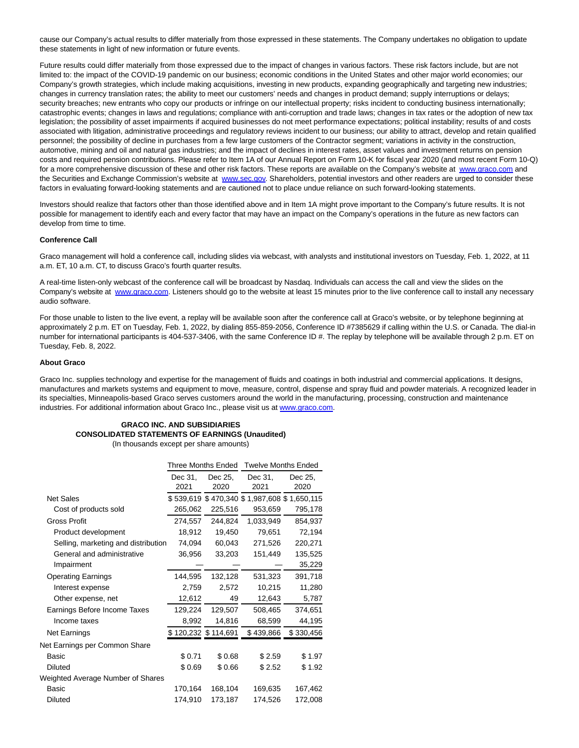cause our Company's actual results to differ materially from those expressed in these statements. The Company undertakes no obligation to update these statements in light of new information or future events.

Future results could differ materially from those expressed due to the impact of changes in various factors. These risk factors include, but are not limited to: the impact of the COVID-19 pandemic on our business; economic conditions in the United States and other major world economies; our Company's growth strategies, which include making acquisitions, investing in new products, expanding geographically and targeting new industries; changes in currency translation rates; the ability to meet our customers' needs and changes in product demand; supply interruptions or delays; security breaches; new entrants who copy our products or infringe on our intellectual property; risks incident to conducting business internationally; catastrophic events; changes in laws and regulations; compliance with anti-corruption and trade laws; changes in tax rates or the adoption of new tax legislation; the possibility of asset impairments if acquired businesses do not meet performance expectations; political instability; results of and costs associated with litigation, administrative proceedings and regulatory reviews incident to our business; our ability to attract, develop and retain qualified personnel; the possibility of decline in purchases from a few large customers of the Contractor segment; variations in activity in the construction, automotive, mining and oil and natural gas industries; and the impact of declines in interest rates, asset values and investment returns on pension costs and required pension contributions. Please refer to Item 1A of our Annual Report on Form 10-K for fiscal year 2020 (and most recent Form 10-Q) for a more comprehensive discussion of these and other risk factors. These reports are available on the Company's website at www.graco.com and the Securities and Exchange Commission's website at www.sec.gov. Shareholders, potential investors and other readers are urged to consider these factors in evaluating forward-looking statements and are cautioned not to place undue reliance on such forward-looking statements.

Investors should realize that factors other than those identified above and in Item 1A might prove important to the Company's future results. It is not possible for management to identify each and every factor that may have an impact on the Company's operations in the future as new factors can develop from time to time.

**Conference Call**

Graco management will hold a conference call, including slides via webcast, with analysts and institutional investors on Tuesday, Feb. 1, 2022, at 11 a.m. ET, 10 a.m. CT, to discuss Graco's fourth quarter results.

A real-time listen-only webcast of the conference call will be broadcast by Nasdaq. Individuals can access the call and view the slides on the Company's website at www.graco.com. Listeners should go to the website at least 15 minutes prior to the live conference call to install any necessary audio software.

For those unable to listen to the live event, a replay will be available soon after the conference call at Graco's website, or by telephone beginning at approximately 2 p.m. ET on Tuesday, Feb. 1, 2022, by dialing 855-859-2056, Conference ID #7385629 if calling within the U.S. or Canada. The dial-in number for international participants is 404-537-3406, with the same Conference ID #. The replay by telephone will be available through 2 p.m. ET on Tuesday, Feb. 8, 2022.

**About Graco**

Graco Inc. supplies technology and expertise for the management of fluids and coatings in both industrial and commercial applications. It designs, manufactures and markets systems and equipment to move, measure, control, dispense and spray fluid and powder materials. A recognized leader in its specialties, Minneapolis-based Graco serves customers around the world in the manufacturing, processing, construction and maintenance industries. For additional information about Graco Inc., please visit us at www.graco.com.

**GRACO INC. AND SUBSIDIARIES**
**CONSOLIDATED STATEMENTS OF EARNINGS (Unaudited)**
(In thousands except per share amounts)

| | Three Months Ended | | Twelve Months Ended | |
|---|---|---|---|---|
| | Dec 31, 2021 | Dec 25, 2020 | Dec 31, 2021 | Dec 25, 2020 |
| Net Sales | $ 539,619 | $ 470,340 | $ 1,987,608 | $ 1,650,115 |
| Cost of products sold | 265,062 | 225,516 | 953,659 | 795,178 |
| Gross Profit | 274,557 | 244,824 | 1,033,949 | 854,937 |
| Product development | 18,912 | 19,450 | 79,651 | 72,194 |
| Selling, marketing and distribution | 74,094 | 60,043 | 271,526 | 220,271 |
| General and administrative | 36,956 | 33,203 | 151,449 | 135,525 |
| Impairment | — | — | — | 35,229 |
| Operating Earnings | 144,595 | 132,128 | 531,323 | 391,718 |
| Interest expense | 2,759 | 2,572 | 10,215 | 11,280 |
| Other expense, net | 12,612 | 49 | 12,643 | 5,787 |
| Earnings Before Income Taxes | 129,224 | 129,507 | 508,465 | 374,651 |
| Income taxes | 8,992 | 14,816 | 68,599 | 44,195 |
| Net Earnings | $ 120,232 | $ 114,691 | $ 439,866 | $ 330,456 |
| Net Earnings per Common Share | | | | |
| Basic | $ 0.71 | $ 0.68 | $ 2.59 | $ 1.97 |
| Diluted | $ 0.69 | $ 0.66 | $ 2.52 | $ 1.92 |
| Weighted Average Number of Shares | | | | |
| Basic | 170,164 | 168,104 | 169,635 | 167,462 |
| Diluted | 174,910 | 173,187 | 174,526 | 172,008 |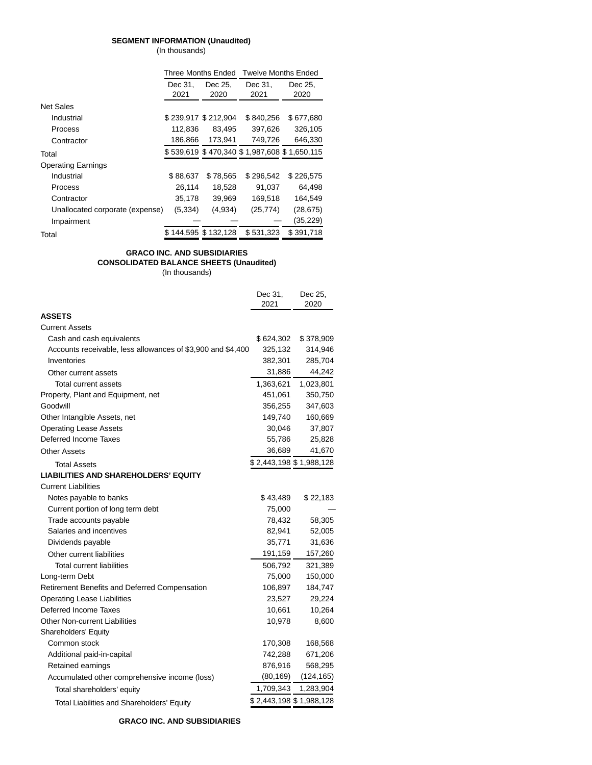**SEGMENT INFORMATION (Unaudited)**

(In thousands)

| | Three Months Ended | | Twelve Months Ended | |
|---|---|---|---|---|
| | Dec 31, 2021 | Dec 25, 2020 | Dec 31, 2021 | Dec 25, 2020 |
| Net Sales | | | | |
| Industrial | $ 239,917 | $ 212,904 | $ 840,256 | $ 677,680 |
| Process | 112,836 | 83,495 | 397,626 | 326,105 |
| Contractor | 186,866 | 173,941 | 749,726 | 646,330 |
| Total | $ 539,619 | $ 470,340 | $ 1,987,608 | $ 1,650,115 |
| Operating Earnings | | | | |
| Industrial | $ 88,637 | $ 78,565 | $ 296,542 | $ 226,575 |
| Process | 26,114 | 18,528 | 91,037 | 64,498 |
| Contractor | 35,178 | 39,969 | 169,518 | 164,549 |
| Unallocated corporate (expense) | (5,334) | (4,934) | (25,774) | (28,675) |
| Impairment | — | — | — | (35,229) |
| Total | $ 144,595 | $ 132,128 | $ 531,323 | $ 391,718 |

**GRACO INC. AND SUBSIDIARIES**
**CONSOLIDATED BALANCE SHEETS (Unaudited)**

(In thousands)

| | Dec 31, 2021 | Dec 25, 2020 |
|---|---|---|
| **ASSETS** | | |
| Current Assets | | |
| Cash and cash equivalents | $ 624,302 | $ 378,909 |
| Accounts receivable, less allowances of $3,900 and $4,400 | 325,132 | 314,946 |
| Inventories | 382,301 | 285,704 |
| Other current assets | 31,886 | 44,242 |
| Total current assets | 1,363,621 | 1,023,801 |
| Property, Plant and Equipment, net | 451,061 | 350,750 |
| Goodwill | 356,255 | 347,603 |
| Other Intangible Assets, net | 149,740 | 160,669 |
| Operating Lease Assets | 30,046 | 37,807 |
| Deferred Income Taxes | 55,786 | 25,828 |
| Other Assets | 36,689 | 41,670 |
| Total Assets | $ 2,443,198 | $ 1,988,128 |
| **LIABILITIES AND SHAREHOLDERS' EQUITY** | | |
| Current Liabilities | | |
| Notes payable to banks | $ 43,489 | $ 22,183 |
| Current portion of long term debt | 75,000 | — |
| Trade accounts payable | 78,432 | 58,305 |
| Salaries and incentives | 82,941 | 52,005 |
| Dividends payable | 35,771 | 31,636 |
| Other current liabilities | 191,159 | 157,260 |
| Total current liabilities | 506,792 | 321,389 |
| Long-term Debt | 75,000 | 150,000 |
| Retirement Benefits and Deferred Compensation | 106,897 | 184,747 |
| Operating Lease Liabilities | 23,527 | 29,224 |
| Deferred Income Taxes | 10,661 | 10,264 |
| Other Non-current Liabilities | 10,978 | 8,600 |
| Shareholders' Equity | | |
| Common stock | 170,308 | 168,568 |
| Additional paid-in-capital | 742,288 | 671,206 |
| Retained earnings | 876,916 | 568,295 |
| Accumulated other comprehensive income (loss) | (80,169) | (124,165) |
| Total shareholders' equity | 1,709,343 | 1,283,904 |
| Total Liabilities and Shareholders' Equity | $ 2,443,198 | $ 1,988,128 |

**GRACO INC. AND SUBSIDIARIES**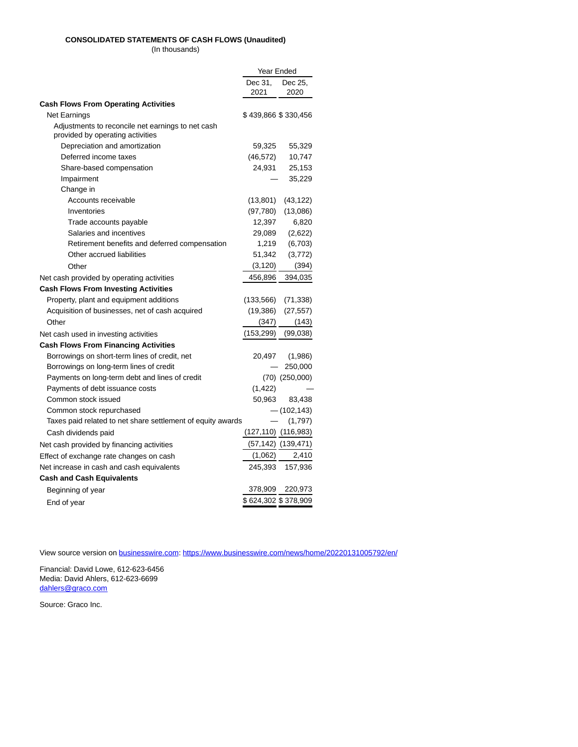**CONSOLIDATED STATEMENTS OF CASH FLOWS (Unaudited)**
(In thousands)

| | Year Ended | |
|---|---|---|
| | Dec 31, 2021 | Dec 25, 2020 |
| **Cash Flows From Operating Activities** | | |
| Net Earnings | $ 439,866 | $ 330,456 |
| Adjustments to reconcile net earnings to net cash provided by operating activities | | |
| Depreciation and amortization | 59,325 | 55,329 |
| Deferred income taxes | (46,572) | 10,747 |
| Share-based compensation | 24,931 | 25,153 |
| Impairment | — | 35,229 |
| Change in | | |
| Accounts receivable | (13,801) | (43,122) |
| Inventories | (97,780) | (13,086) |
| Trade accounts payable | 12,397 | 6,820 |
| Salaries and incentives | 29,089 | (2,622) |
| Retirement benefits and deferred compensation | 1,219 | (6,703) |
| Other accrued liabilities | 51,342 | (3,772) |
| Other | (3,120) | (394) |
| Net cash provided by operating activities | 456,896 | 394,035 |
| **Cash Flows From Investing Activities** | | |
| Property, plant and equipment additions | (133,566) | (71,338) |
| Acquisition of businesses, net of cash acquired | (19,386) | (27,557) |
| Other | (347) | (143) |
| Net cash used in investing activities | (153,299) | (99,038) |
| **Cash Flows From Financing Activities** | | |
| Borrowings on short-term lines of credit, net | 20,497 | (1,986) |
| Borrowings on long-term lines of credit | — | 250,000 |
| Payments on long-term debt and lines of credit | (70) | (250,000) |
| Payments of debt issuance costs | (1,422) | — |
| Common stock issued | 50,963 | 83,438 |
| Common stock repurchased | — | (102,143) |
| Taxes paid related to net share settlement of equity awards | — | (1,797) |
| Cash dividends paid | (127,110) | (116,983) |
| Net cash provided by financing activities | (57,142) | (139,471) |
| Effect of exchange rate changes on cash | (1,062) | 2,410 |
| Net increase in cash and cash equivalents | 245,393 | 157,936 |
| **Cash and Cash Equivalents** | | |
| Beginning of year | 378,909 | 220,973 |
| End of year | $ 624,302 | $ 378,909 |

View source version on businesswire.com: https://www.businesswire.com/news/home/20220131005792/en/

Financial: David Lowe, 612-623-6456
Media: David Ahlers, 612-623-6699
dahlers@graco.com

Source: Graco Inc.